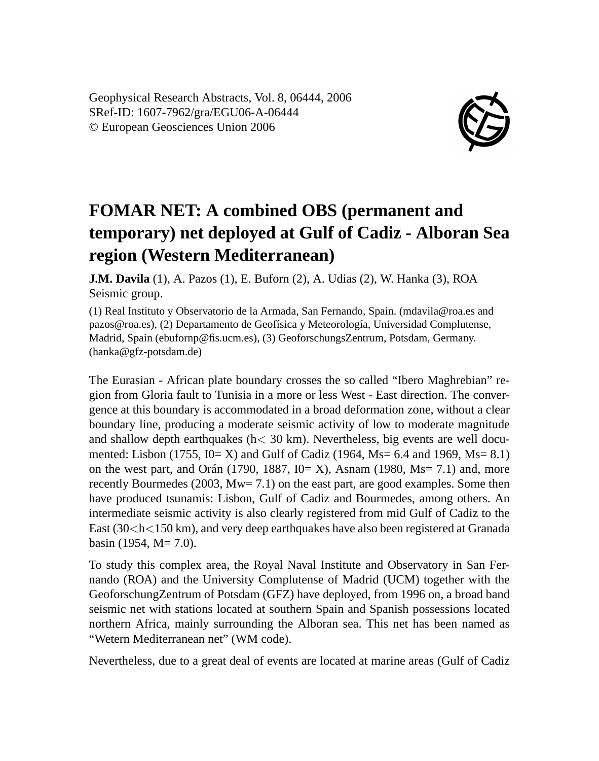Geophysical Research Abstracts, Vol. 8, 06444, 2006
SRef-ID: 1607-7962/gra/EGU06-A-06444
© European Geosciences Union 2006

# FOMAR NET: A combined OBS (permanent and temporary) net deployed at Gulf of Cadiz - Alboran Sea region (Western Mediterranean)

**J.M. Davila** (1), A. Pazos (1), E. Buforn (2), A. Udias (2), W. Hanka (3), ROA Seismic group.

(1) Real Instituto y Observatorio de la Armada, San Fernando, Spain. (mdavila@roa.es and pazos@roa.es), (2) Departamento de Geofísica y Meteorología, Universidad Complutense, Madrid, Spain (ebufornp@fis.ucm.es), (3) GeoforschungsZentrum, Potsdam, Germany. (hanka@gfz-potsdam.de)

The Eurasian - African plate boundary crosses the so called "Ibero Maghrebian" region from Gloria fault to Tunisia in a more or less West - East direction. The convergence at this boundary is accommodated in a broad deformation zone, without a clear boundary line, producing a moderate seismic activity of low to moderate magnitude and shallow depth earthquakes ($h < 30$ km). Nevertheless, big events are well documented: Lisbon (1755, I0= X) and Gulf of Cadiz (1964, Ms= 6.4 and 1969, Ms= 8.1) on the west part, and Orán (1790, 1887, I0= X), Asnam (1980, Ms= 7.1) and, more recently Bourmedes (2003, Mw= 7.1) on the east part, are good examples. Some then have produced tsunamis: Lisbon, Gulf of Cadiz and Bourmedes, among others. An intermediate seismic activity is also clearly registered from mid Gulf of Cadiz to the East ($30 < h < 150$ km), and very deep earthquakes have also been registered at Granada basin (1954, M= 7.0).

To study this complex area, the Royal Naval Institute and Observatory in San Fernando (ROA) and the University Complutense of Madrid (UCM) together with the GeoforschungZentrum of Potsdam (GFZ) have deployed, from 1996 on, a broad band seismic net with stations located at southern Spain and Spanish possessions located northern Africa, mainly surrounding the Alboran sea. This net has been named as "Wetern Mediterranean net" (WM code).

Nevertheless, due to a great deal of events are located at marine areas (Gulf of Cadiz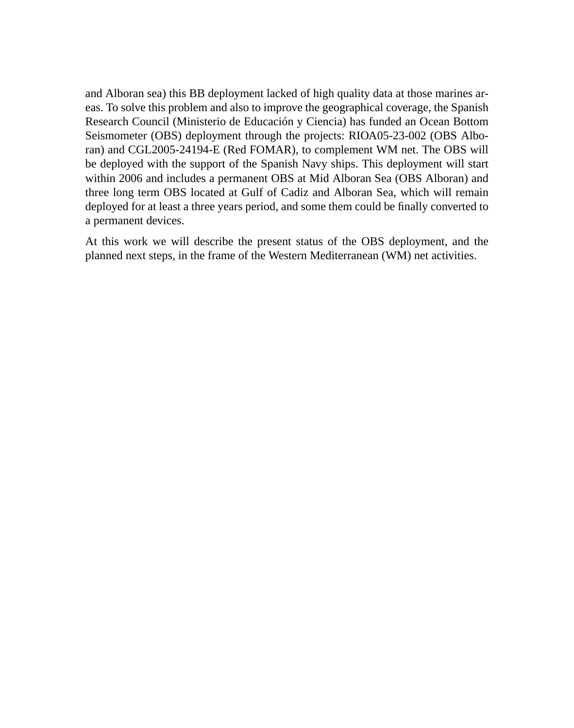and Alboran sea) this BB deployment lacked of high quality data at those marines areas. To solve this problem and also to improve the geographical coverage, the Spanish Research Council (Ministerio de Educación y Ciencia) has funded an Ocean Bottom Seismometer (OBS) deployment through the projects: RIOA05-23-002 (OBS Alboran) and CGL2005-24194-E (Red FOMAR), to complement WM net. The OBS will be deployed with the support of the Spanish Navy ships. This deployment will start within 2006 and includes a permanent OBS at Mid Alboran Sea (OBS Alboran) and three long term OBS located at Gulf of Cadiz and Alboran Sea, which will remain deployed for at least a three years period, and some them could be finally converted to a permanent devices.

At this work we will describe the present status of the OBS deployment, and the planned next steps, in the frame of the Western Mediterranean (WM) net activities.